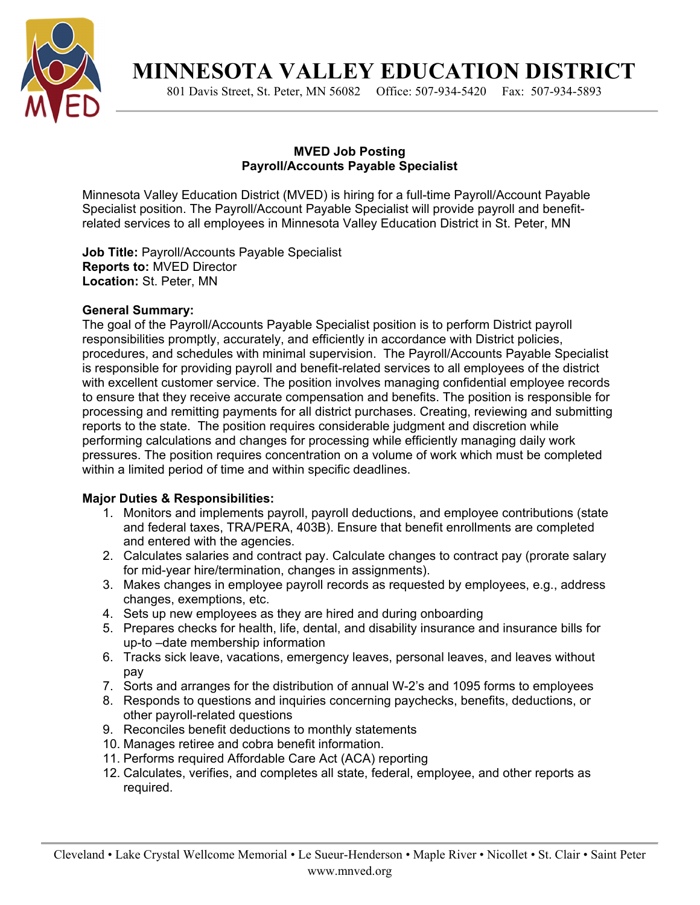# MINNESOTA VALLEY EDUCATION DISTRICT

801 Davis Street, St. Peter, MN 56082 Office: 507-934-5420 Fax: 507-934-5893

## MVED Job Posting
## Payroll/Accounts Payable Specialist

Minnesota Valley Education District (MVED) is hiring for a full-time Payroll/Account Payable Specialist position. The Payroll/Account Payable Specialist will provide payroll and benefit-related services to all employees in Minnesota Valley Education District in St. Peter, MN

**Job Title:** Payroll/Accounts Payable Specialist
**Reports to:** MVED Director
**Location:** St. Peter, MN

**General Summary:**
The goal of the Payroll/Accounts Payable Specialist position is to perform District payroll responsibilities promptly, accurately, and efficiently in accordance with District policies, procedures, and schedules with minimal supervision. The Payroll/Accounts Payable Specialist is responsible for providing payroll and benefit-related services to all employees of the district with excellent customer service. The position involves managing confidential employee records to ensure that they receive accurate compensation and benefits. The position is responsible for processing and remitting payments for all district purchases. Creating, reviewing and submitting reports to the state. The position requires considerable judgment and discretion while performing calculations and changes for processing while efficiently managing daily work pressures. The position requires concentration on a volume of work which must be completed within a limited period of time and within specific deadlines.

**Major Duties & Responsibilities:**

1. Monitors and implements payroll, payroll deductions, and employee contributions (state and federal taxes, TRA/PERA, 403B). Ensure that benefit enrollments are completed and entered with the agencies.
2. Calculates salaries and contract pay. Calculate changes to contract pay (prorate salary for mid-year hire/termination, changes in assignments).
3. Makes changes in employee payroll records as requested by employees, e.g., address changes, exemptions, etc.
4. Sets up new employees as they are hired and during onboarding
5. Prepares checks for health, life, dental, and disability insurance and insurance bills for up-to –date membership information
6. Tracks sick leave, vacations, emergency leaves, personal leaves, and leaves without pay
7. Sorts and arranges for the distribution of annual W-2's and 1095 forms to employees
8. Responds to questions and inquiries concerning paychecks, benefits, deductions, or other payroll-related questions
9. Reconciles benefit deductions to monthly statements
10. Manages retiree and cobra benefit information.
11. Performs required Affordable Care Act (ACA) reporting
12. Calculates, verifies, and completes all state, federal, employee, and other reports as required.

Cleveland • Lake Crystal Wellcome Memorial • Le Sueur-Henderson • Maple River • Nicollet • St. Clair • Saint Peter
www.mnved.org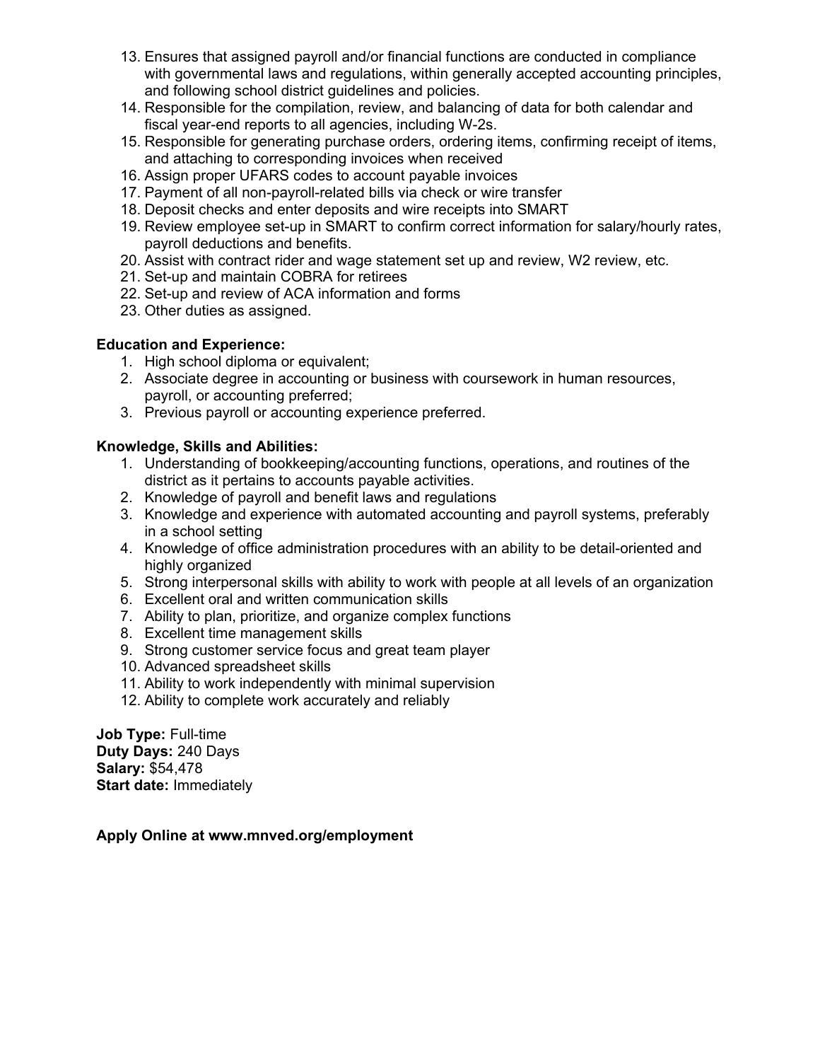13. Ensures that assigned payroll and/or financial functions are conducted in compliance with governmental laws and regulations, within generally accepted accounting principles, and following school district guidelines and policies.
14. Responsible for the compilation, review, and balancing of data for both calendar and fiscal year-end reports to all agencies, including W-2s.
15. Responsible for generating purchase orders, ordering items, confirming receipt of items, and attaching to corresponding invoices when received
16. Assign proper UFARS codes to account payable invoices
17. Payment of all non-payroll-related bills via check or wire transfer
18. Deposit checks and enter deposits and wire receipts into SMART
19. Review employee set-up in SMART to confirm correct information for salary/hourly rates, payroll deductions and benefits.
20. Assist with contract rider and wage statement set up and review, W2 review, etc.
21. Set-up and maintain COBRA for retirees
22. Set-up and review of ACA information and forms
23. Other duties as assigned.

**Education and Experience:**

1. High school diploma or equivalent;
2. Associate degree in accounting or business with coursework in human resources, payroll, or accounting preferred;
3. Previous payroll or accounting experience preferred.

**Knowledge, Skills and Abilities:**

1. Understanding of bookkeeping/accounting functions, operations, and routines of the district as it pertains to accounts payable activities.
2. Knowledge of payroll and benefit laws and regulations
3. Knowledge and experience with automated accounting and payroll systems, preferably in a school setting
4. Knowledge of office administration procedures with an ability to be detail-oriented and highly organized
5. Strong interpersonal skills with ability to work with people at all levels of an organization
6. Excellent oral and written communication skills
7. Ability to plan, prioritize, and organize complex functions
8. Excellent time management skills
9. Strong customer service focus and great team player
10. Advanced spreadsheet skills
11. Ability to work independently with minimal supervision
12. Ability to complete work accurately and reliably

**Job Type:** Full-time
**Duty Days:** 240 Days
**Salary:** $54,478
**Start date:** Immediately

**Apply Online at www.mnved.org/employment**